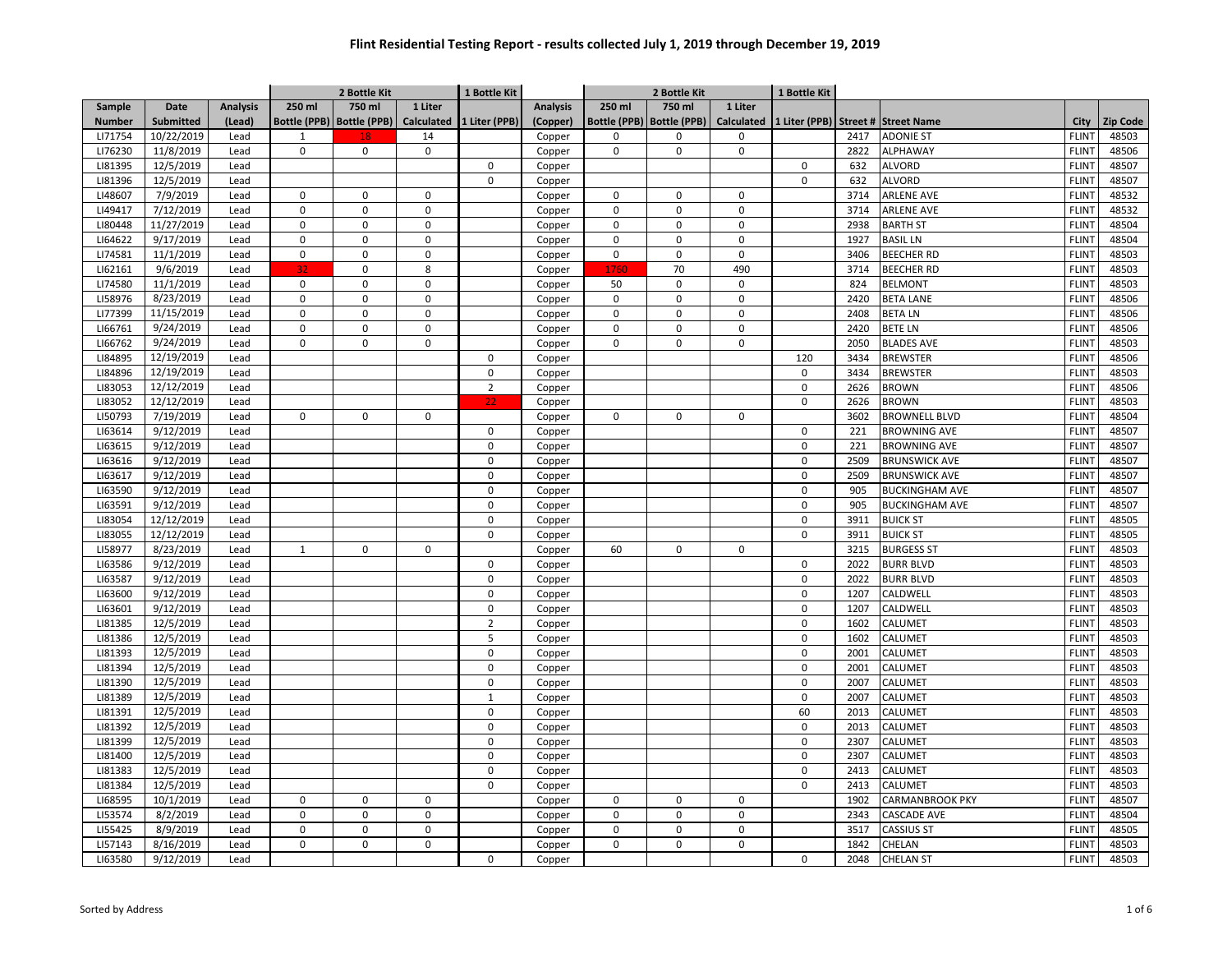# Flint Residential Testing Report - results collected July 1, 2019 through December 19, 2019

| Sample Number | Date Submitted | Analysis (Lead) | 2 Bottle Kit 250 ml Bottle (PPB) | 2 Bottle Kit 750 ml Bottle (PPB) | 2 Bottle Kit 1 Liter Calculated | 1 Bottle Kit 1 Liter (PPB) | Analysis (Copper) | 2 Bottle Kit 250 ml Bottle (PPB) | 2 Bottle Kit 750 ml Bottle (PPB) | 2 Bottle Kit 1 Liter Calculated | 1 Bottle Kit 1 Liter (PPB) | Street # | Street Name | City | Zip Code |
|---|---|---|---|---|---|---|---|---|---|---|---|---|---|---|---|
| LI71754 | 10/22/2019 | Lead | 1 | 18 | 14 | | Copper | 0 | 0 | 0 | | 2417 | ADONIE ST | FLINT | 48503 |
| LI76230 | 11/8/2019 | Lead | 0 | 0 | 0 | | Copper | 0 | 0 | 0 | | 2822 | ALPHAWAY | FLINT | 48506 |
| LI81395 | 12/5/2019 | Lead | | | | 0 | Copper | | | | 0 | 632 | ALVORD | FLINT | 48507 |
| LI81396 | 12/5/2019 | Lead | | | | 0 | Copper | | | | 0 | 632 | ALVORD | FLINT | 48507 |
| LI48607 | 7/9/2019 | Lead | 0 | 0 | 0 | | Copper | 0 | 0 | 0 | | 3714 | ARLENE AVE | FLINT | 48532 |
| LI49417 | 7/12/2019 | Lead | 0 | 0 | 0 | | Copper | 0 | 0 | 0 | | 3714 | ARLENE AVE | FLINT | 48532 |
| LI80448 | 11/27/2019 | Lead | 0 | 0 | 0 | | Copper | 0 | 0 | 0 | | 2938 | BARTH ST | FLINT | 48504 |
| LI64622 | 9/17/2019 | Lead | 0 | 0 | 0 | | Copper | 0 | 0 | 0 | | 1927 | BASIL LN | FLINT | 48504 |
| LI74581 | 11/1/2019 | Lead | 0 | 0 | 0 | | Copper | 0 | 0 | 0 | | 3406 | BEECHER RD | FLINT | 48503 |
| LI62161 | 9/6/2019 | Lead | 32 | 0 | 8 | | Copper | 1750 | 70 | 490 | | 3714 | BEECHER RD | FLINT | 48503 |
| LI74580 | 11/1/2019 | Lead | 0 | 0 | 0 | | Copper | 50 | 0 | 0 | | 824 | BELMONT | FLINT | 48503 |
| LI58976 | 8/23/2019 | Lead | 0 | 0 | 0 | | Copper | 0 | 0 | 0 | | 2420 | BETA LANE | FLINT | 48506 |
| LI77399 | 11/15/2019 | Lead | 0 | 0 | 0 | | Copper | 0 | 0 | 0 | | 2408 | BETA LN | FLINT | 48506 |
| LI66761 | 9/24/2019 | Lead | 0 | 0 | 0 | | Copper | 0 | 0 | 0 | | 2420 | BETE LN | FLINT | 48506 |
| LI66762 | 9/24/2019 | Lead | 0 | 0 | 0 | | Copper | 0 | 0 | 0 | | 2050 | BLADES AVE | FLINT | 48503 |
| LI84895 | 12/19/2019 | Lead | | | | 0 | Copper | | | | 120 | 3434 | BREWSTER | FLINT | 48506 |
| LI84896 | 12/19/2019 | Lead | | | | 0 | Copper | | | | 0 | 3434 | BREWSTER | FLINT | 48503 |
| LI83053 | 12/12/2019 | Lead | | | | 2 | Copper | | | | 0 | 2626 | BROWN | FLINT | 48506 |
| LI83052 | 12/12/2019 | Lead | | | | 22 | Copper | | | | 0 | 2626 | BROWN | FLINT | 48503 |
| LI50793 | 7/19/2019 | Lead | 0 | 0 | 0 | | Copper | 0 | 0 | 0 | | 3602 | BROWNELL BLVD | FLINT | 48504 |
| LI63614 | 9/12/2019 | Lead | | | | 0 | Copper | | | | 0 | 221 | BROWNING AVE | FLINT | 48507 |
| LI63615 | 9/12/2019 | Lead | | | | 0 | Copper | | | | 0 | 221 | BROWNING AVE | FLINT | 48507 |
| LI63616 | 9/12/2019 | Lead | | | | 0 | Copper | | | | 0 | 2509 | BRUNSWICK AVE | FLINT | 48507 |
| LI63617 | 9/12/2019 | Lead | | | | 0 | Copper | | | | 0 | 2509 | BRUNSWICK AVE | FLINT | 48507 |
| LI63590 | 9/12/2019 | Lead | | | | 0 | Copper | | | | 0 | 905 | BUCKINGHAM AVE | FLINT | 48507 |
| LI63591 | 9/12/2019 | Lead | | | | 0 | Copper | | | | 0 | 905 | BUCKINGHAM AVE | FLINT | 48507 |
| LI83054 | 12/12/2019 | Lead | | | | 0 | Copper | | | | 0 | 3911 | BUICK ST | FLINT | 48505 |
| LI83055 | 12/12/2019 | Lead | | | | 0 | Copper | | | | 0 | 3911 | BUICK ST | FLINT | 48505 |
| LI58977 | 8/23/2019 | Lead | 1 | 0 | 0 | | Copper | 60 | 0 | 0 | | 3215 | BURGESS ST | FLINT | 48503 |
| LI63586 | 9/12/2019 | Lead | | | | 0 | Copper | | | | 0 | 2022 | BURR BLVD | FLINT | 48503 |
| LI63587 | 9/12/2019 | Lead | | | | 0 | Copper | | | | 0 | 2022 | BURR BLVD | FLINT | 48503 |
| LI63600 | 9/12/2019 | Lead | | | | 0 | Copper | | | | 0 | 1207 | CALDWELL | FLINT | 48503 |
| LI63601 | 9/12/2019 | Lead | | | | 0 | Copper | | | | 0 | 1207 | CALDWELL | FLINT | 48503 |
| LI81385 | 12/5/2019 | Lead | | | | 2 | Copper | | | | 0 | 1602 | CALUMET | FLINT | 48503 |
| LI81386 | 12/5/2019 | Lead | | | | 5 | Copper | | | | 0 | 1602 | CALUMET | FLINT | 48503 |
| LI81393 | 12/5/2019 | Lead | | | | 0 | Copper | | | | 0 | 2001 | CALUMET | FLINT | 48503 |
| LI81394 | 12/5/2019 | Lead | | | | 0 | Copper | | | | 0 | 2001 | CALUMET | FLINT | 48503 |
| LI81390 | 12/5/2019 | Lead | | | | 0 | Copper | | | | 0 | 2007 | CALUMET | FLINT | 48503 |
| LI81389 | 12/5/2019 | Lead | | | | 1 | Copper | | | | 0 | 2007 | CALUMET | FLINT | 48503 |
| LI81391 | 12/5/2019 | Lead | | | | 0 | Copper | | | | 60 | 2013 | CALUMET | FLINT | 48503 |
| LI81392 | 12/5/2019 | Lead | | | | 0 | Copper | | | | 0 | 2013 | CALUMET | FLINT | 48503 |
| LI81399 | 12/5/2019 | Lead | | | | 0 | Copper | | | | 0 | 2307 | CALUMET | FLINT | 48503 |
| LI81400 | 12/5/2019 | Lead | | | | 0 | Copper | | | | 0 | 2307 | CALUMET | FLINT | 48503 |
| LI81383 | 12/5/2019 | Lead | | | | 0 | Copper | | | | 0 | 2413 | CALUMET | FLINT | 48503 |
| LI81384 | 12/5/2019 | Lead | | | | 0 | Copper | | | | 0 | 2413 | CALUMET | FLINT | 48503 |
| LI68595 | 10/1/2019 | Lead | 0 | 0 | 0 | | Copper | 0 | 0 | 0 | | 1902 | CARMANBROOK PKY | FLINT | 48507 |
| LI53574 | 8/2/2019 | Lead | 0 | 0 | 0 | | Copper | 0 | 0 | 0 | | 2343 | CASCADE AVE | FLINT | 48504 |
| LI55425 | 8/9/2019 | Lead | 0 | 0 | 0 | | Copper | 0 | 0 | 0 | | 3517 | CASSIUS ST | FLINT | 48505 |
| LI57143 | 8/16/2019 | Lead | 0 | 0 | 0 | | Copper | 0 | 0 | 0 | | 1842 | CHELAN | FLINT | 48503 |
| LI63580 | 9/12/2019 | Lead | | | | 0 | Copper | | | | 0 | 2048 | CHELAN ST | FLINT | 48503 |

Sorted by Address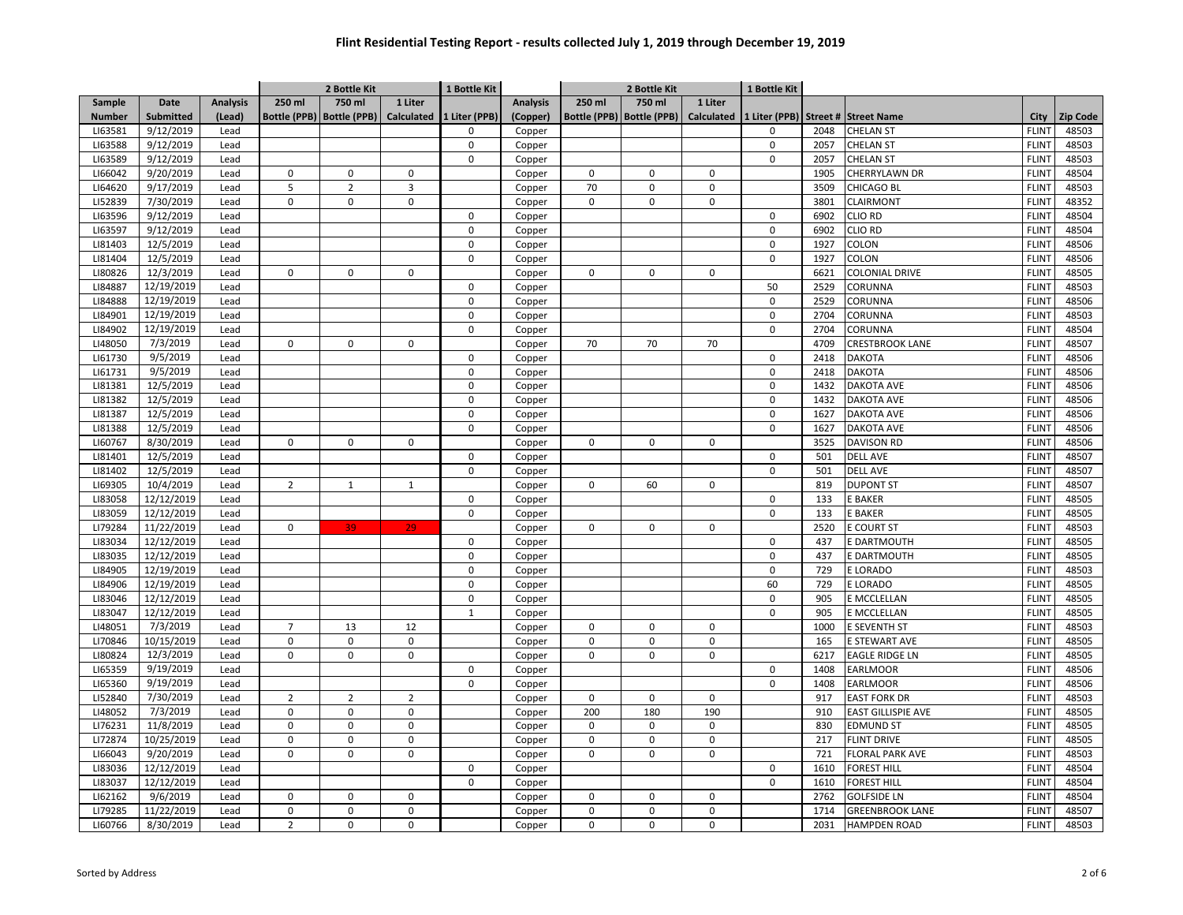# Flint Residential Testing Report - results collected July 1, 2019 through December 19, 2019

| | | | 2 Bottle Kit | | | 1 Bottle Kit | | 2 Bottle Kit | | | 1 Bottle Kit | | | | |
|---|---|---|---|---|---|---|---|---|---|---|---|---|---|---|---|
| Sample Number | Date Submitted | Analysis (Lead) | 250 ml Bottle (PPB) | 750 ml Bottle (PPB) | 1 Liter Calculated | 1 Liter (PPB) | Analysis (Copper) | 250 ml Bottle (PPB) | 750 ml Bottle (PPB) | 1 Liter Calculated | 1 Liter (PPB) | Street # | Street Name | City | Zip Code |
| LI63581 | 9/12/2019 | Lead | | | | 0 | Copper | | | | 0 | 2048 | CHELAN ST | FLINT | 48503 |
| LI63588 | 9/12/2019 | Lead | | | | 0 | Copper | | | | 0 | 2057 | CHELAN ST | FLINT | 48503 |
| LI63589 | 9/12/2019 | Lead | | | | 0 | Copper | | | | 0 | 2057 | CHELAN ST | FLINT | 48503 |
| LI66042 | 9/20/2019 | Lead | 0 | 0 | 0 | | Copper | 0 | 0 | 0 | | 1905 | CHERRYLAWN DR | FLINT | 48504 |
| LI64620 | 9/17/2019 | Lead | 5 | 2 | 3 | | Copper | 70 | 0 | 0 | | 3509 | CHICAGO BL | FLINT | 48503 |
| LI52839 | 7/30/2019 | Lead | 0 | 0 | 0 | | Copper | 0 | 0 | 0 | | 3801 | CLAIRMONT | FLINT | 48352 |
| LI63596 | 9/12/2019 | Lead | | | | 0 | Copper | | | | 0 | 6902 | CLIO RD | FLINT | 48504 |
| LI63597 | 9/12/2019 | Lead | | | | 0 | Copper | | | | 0 | 6902 | CLIO RD | FLINT | 48504 |
| LI81403 | 12/5/2019 | Lead | | | | 0 | Copper | | | | 0 | 1927 | COLON | FLINT | 48506 |
| LI81404 | 12/5/2019 | Lead | | | | 0 | Copper | | | | 0 | 1927 | COLON | FLINT | 48506 |
| LI80826 | 12/3/2019 | Lead | 0 | 0 | 0 | | Copper | 0 | 0 | 0 | | 6621 | COLONIAL DRIVE | FLINT | 48505 |
| LI84887 | 12/19/2019 | Lead | | | | 0 | Copper | | | | 50 | 2529 | CORUNNA | FLINT | 48503 |
| LI84888 | 12/19/2019 | Lead | | | | 0 | Copper | | | | 0 | 2529 | CORUNNA | FLINT | 48506 |
| LI84901 | 12/19/2019 | Lead | | | | 0 | Copper | | | | 0 | 2704 | CORUNNA | FLINT | 48503 |
| LI84902 | 12/19/2019 | Lead | | | | 0 | Copper | | | | 0 | 2704 | CORUNNA | FLINT | 48504 |
| LI48050 | 7/3/2019 | Lead | 0 | 0 | 0 | | Copper | 70 | 70 | 70 | | 4709 | CRESTBROOK LANE | FLINT | 48507 |
| LI61730 | 9/5/2019 | Lead | | | | 0 | Copper | | | | 0 | 2418 | DAKOTA | FLINT | 48506 |
| LI61731 | 9/5/2019 | Lead | | | | 0 | Copper | | | | 0 | 2418 | DAKOTA | FLINT | 48506 |
| LI81381 | 12/5/2019 | Lead | | | | 0 | Copper | | | | 0 | 1432 | DAKOTA AVE | FLINT | 48506 |
| LI81382 | 12/5/2019 | Lead | | | | 0 | Copper | | | | 0 | 1432 | DAKOTA AVE | FLINT | 48506 |
| LI81387 | 12/5/2019 | Lead | | | | 0 | Copper | | | | 0 | 1627 | DAKOTA AVE | FLINT | 48506 |
| LI81388 | 12/5/2019 | Lead | | | | 0 | Copper | | | | 0 | 1627 | DAKOTA AVE | FLINT | 48506 |
| LI60767 | 8/30/2019 | Lead | 0 | 0 | 0 | | Copper | 0 | 0 | 0 | | 3525 | DAVISON RD | FLINT | 48506 |
| LI81401 | 12/5/2019 | Lead | | | | 0 | Copper | | | | 0 | 501 | DELL AVE | FLINT | 48507 |
| LI81402 | 12/5/2019 | Lead | | | | 0 | Copper | | | | 0 | 501 | DELL AVE | FLINT | 48507 |
| LI69305 | 10/4/2019 | Lead | 2 | 1 | 1 | | Copper | 0 | 60 | 0 | | 819 | DUPONT ST | FLINT | 48507 |
| LI83058 | 12/12/2019 | Lead | | | | 0 | Copper | | | | 0 | 133 | E BAKER | FLINT | 48505 |
| LI83059 | 12/12/2019 | Lead | | | | 0 | Copper | | | | 0 | 133 | E BAKER | FLINT | 48505 |
| LI79284 | 11/22/2019 | Lead | 0 | 39 | 29 | | Copper | 0 | 0 | 0 | | 2520 | E COURT ST | FLINT | 48503 |
| LI83034 | 12/12/2019 | Lead | | | | 0 | Copper | | | | 0 | 437 | E DARTMOUTH | FLINT | 48505 |
| LI83035 | 12/12/2019 | Lead | | | | 0 | Copper | | | | 0 | 437 | E DARTMOUTH | FLINT | 48505 |
| LI84905 | 12/19/2019 | Lead | | | | 0 | Copper | | | | 0 | 729 | E LORADO | FLINT | 48503 |
| LI84906 | 12/19/2019 | Lead | | | | 0 | Copper | | | | 60 | 729 | E LORADO | FLINT | 48505 |
| LI83046 | 12/12/2019 | Lead | | | | 0 | Copper | | | | 0 | 905 | E MCCLELLAN | FLINT | 48505 |
| LI83047 | 12/12/2019 | Lead | | | | 1 | Copper | | | | 0 | 905 | E MCCLELLAN | FLINT | 48505 |
| LI48051 | 7/3/2019 | Lead | 7 | 13 | 12 | | Copper | 0 | 0 | 0 | | 1000 | E SEVENTH ST | FLINT | 48503 |
| LI70846 | 10/15/2019 | Lead | 0 | 0 | 0 | | Copper | 0 | 0 | 0 | | 165 | E STEWART AVE | FLINT | 48505 |
| LI80824 | 12/3/2019 | Lead | 0 | 0 | 0 | | Copper | 0 | 0 | 0 | | 6217 | EAGLE RIDGE LN | FLINT | 48505 |
| LI65359 | 9/19/2019 | Lead | | | | 0 | Copper | | | | 0 | 1408 | EARLMOOR | FLINT | 48506 |
| LI65360 | 9/19/2019 | Lead | | | | 0 | Copper | | | | 0 | 1408 | EARLMOOR | FLINT | 48506 |
| LI52840 | 7/30/2019 | Lead | 2 | 2 | 2 | | Copper | 0 | 0 | 0 | | 917 | EAST FORK DR | FLINT | 48503 |
| LI48052 | 7/3/2019 | Lead | 0 | 0 | 0 | | Copper | 200 | 180 | 190 | | 910 | EAST GILLISPIE AVE | FLINT | 48505 |
| LI76231 | 11/8/2019 | Lead | 0 | 0 | 0 | | Copper | 0 | 0 | 0 | | 830 | EDMUND ST | FLINT | 48505 |
| LI72874 | 10/25/2019 | Lead | 0 | 0 | 0 | | Copper | 0 | 0 | 0 | | 217 | FLINT DRIVE | FLINT | 48505 |
| LI66043 | 9/20/2019 | Lead | 0 | 0 | 0 | | Copper | 0 | 0 | 0 | | 721 | FLORAL PARK AVE | FLINT | 48503 |
| LI83036 | 12/12/2019 | Lead | | | | 0 | Copper | | | | 0 | 1610 | FOREST HILL | FLINT | 48504 |
| LI83037 | 12/12/2019 | Lead | | | | 0 | Copper | | | | 0 | 1610 | FOREST HILL | FLINT | 48504 |
| LI62162 | 9/6/2019 | Lead | 0 | 0 | 0 | | Copper | 0 | 0 | 0 | | 2762 | GOLFSIDE LN | FLINT | 48504 |
| LI79285 | 11/22/2019 | Lead | 0 | 0 | 0 | | Copper | 0 | 0 | 0 | | 1714 | GREENBROOK LANE | FLINT | 48507 |
| LI60766 | 8/30/2019 | Lead | 2 | 0 | 0 | | Copper | 0 | 0 | 0 | | 2031 | HAMPDEN ROAD | FLINT | 48503 |

Sorted by Address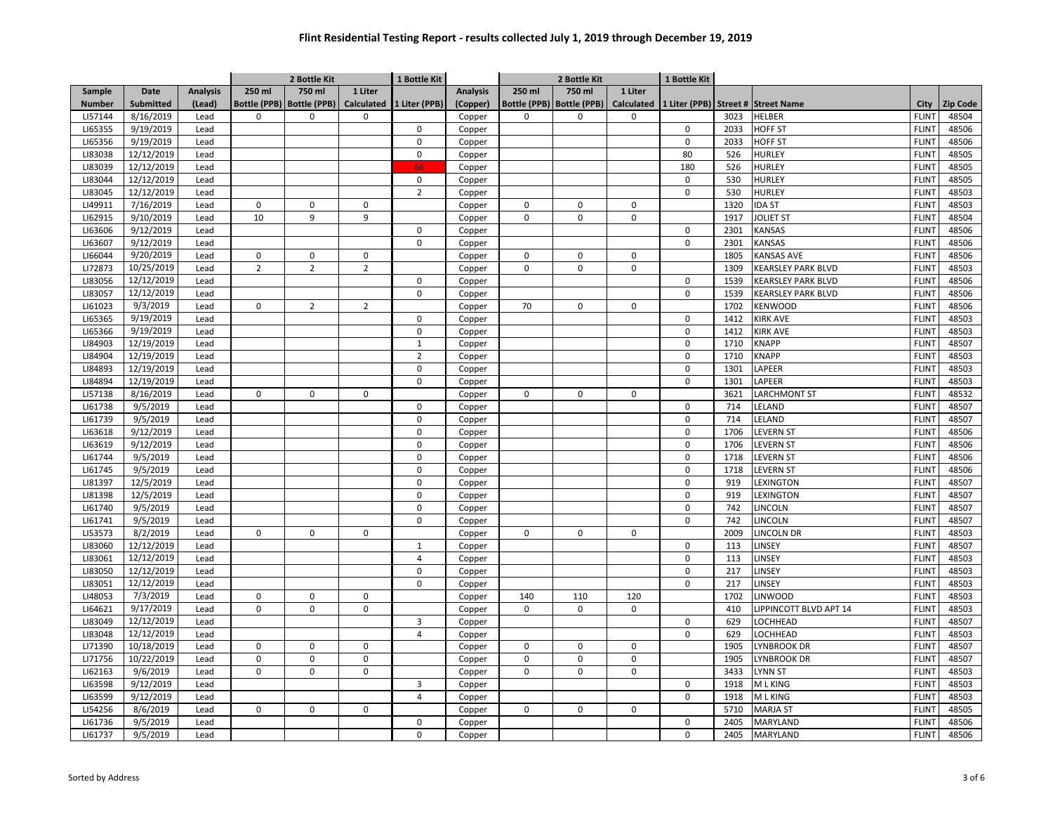# Flint Residential Testing Report - results collected July 1, 2019 through December 19, 2019

| | | | 2 Bottle Kit | | | 1 Bottle Kit | | 2 Bottle Kit | | | 1 Bottle Kit | | | | |
|---|---|---|---|---|---|---|---|---|---|---|---|---|---|---|---|
| Sample Number | Date Submitted | Analysis (Lead) | 250 ml Bottle (PPB) | 750 ml Bottle (PPB) | 1 Liter Calculated | 1 Liter (PPB) | Analysis (Copper) | 250 ml Bottle (PPB) | 750 ml Bottle (PPB) | 1 Liter Calculated | 1 Liter (PPB) | Street # | Street Name | City | Zip Code |
| LI57144 | 8/16/2019 | Lead | 0 | 0 | 0 | | Copper | 0 | 0 | 0 | | 3023 | HELBER | FLINT | 48504 |
| LI65355 | 9/19/2019 | Lead | | | | 0 | Copper | | | | 0 | 2033 | HOFF ST | FLINT | 48506 |
| LI65356 | 9/19/2019 | Lead | | | | 0 | Copper | | | | 0 | 2033 | HOFF ST | FLINT | 48506 |
| LI83038 | 12/12/2019 | Lead | | | | 0 | Copper | | | | 80 | 526 | HURLEY | FLINT | 48505 |
| LI83039 | 12/12/2019 | Lead | | | | 66 | Copper | | | | 180 | 526 | HURLEY | FLINT | 48505 |
| LI83044 | 12/12/2019 | Lead | | | | 0 | Copper | | | | 0 | 530 | HURLEY | FLINT | 48505 |
| LI83045 | 12/12/2019 | Lead | | | | 2 | Copper | | | | 0 | 530 | HURLEY | FLINT | 48503 |
| LI49911 | 7/16/2019 | Lead | 0 | 0 | 0 | | Copper | 0 | 0 | 0 | | 1320 | IDA ST | FLINT | 48503 |
| LI62915 | 9/10/2019 | Lead | 10 | 9 | 9 | | Copper | 0 | 0 | 0 | | 1917 | JOLIET ST | FLINT | 48504 |
| LI63606 | 9/12/2019 | Lead | | | | 0 | Copper | | | | 0 | 2301 | KANSAS | FLINT | 48506 |
| LI63607 | 9/12/2019 | Lead | | | | 0 | Copper | | | | 0 | 2301 | KANSAS | FLINT | 48506 |
| LI66044 | 9/20/2019 | Lead | 0 | 0 | 0 | | Copper | 0 | 0 | 0 | | 1805 | KANSAS AVE | FLINT | 48506 |
| LI72873 | 10/25/2019 | Lead | 2 | 2 | 2 | | Copper | 0 | 0 | 0 | | 1309 | KEARSLEY PARK BLVD | FLINT | 48503 |
| LI83056 | 12/12/2019 | Lead | | | | 0 | Copper | | | | 0 | 1539 | KEARSLEY PARK BLVD | FLINT | 48506 |
| LI83057 | 12/12/2019 | Lead | | | | 0 | Copper | | | | 0 | 1539 | KEARSLEY PARK BLVD | FLINT | 48506 |
| LI61023 | 9/3/2019 | Lead | 0 | 2 | 2 | | Copper | 70 | 0 | 0 | | 1702 | KENWOOD | FLINT | 48506 |
| LI65365 | 9/19/2019 | Lead | | | | 0 | Copper | | | | 0 | 1412 | KIRK AVE | FLINT | 48503 |
| LI65366 | 9/19/2019 | Lead | | | | 0 | Copper | | | | 0 | 1412 | KIRK AVE | FLINT | 48503 |
| LI84903 | 12/19/2019 | Lead | | | | 1 | Copper | | | | 0 | 1710 | KNAPP | FLINT | 48507 |
| LI84904 | 12/19/2019 | Lead | | | | 2 | Copper | | | | 0 | 1710 | KNAPP | FLINT | 48503 |
| LI84893 | 12/19/2019 | Lead | | | | 0 | Copper | | | | 0 | 1301 | LAPEER | FLINT | 48503 |
| LI84894 | 12/19/2019 | Lead | | | | 0 | Copper | | | | 0 | 1301 | LAPEER | FLINT | 48503 |
| LI57138 | 8/16/2019 | Lead | 0 | 0 | 0 | | Copper | 0 | 0 | 0 | | 3621 | LARCHMONT ST | FLINT | 48532 |
| LI61738 | 9/5/2019 | Lead | | | | 0 | Copper | | | | 0 | 714 | LELAND | FLINT | 48507 |
| LI61739 | 9/5/2019 | Lead | | | | 0 | Copper | | | | 0 | 714 | LELAND | FLINT | 48507 |
| LI63618 | 9/12/2019 | Lead | | | | 0 | Copper | | | | 0 | 1706 | LEVERN ST | FLINT | 48506 |
| LI63619 | 9/12/2019 | Lead | | | | 0 | Copper | | | | 0 | 1706 | LEVERN ST | FLINT | 48506 |
| LI61744 | 9/5/2019 | Lead | | | | 0 | Copper | | | | 0 | 1718 | LEVERN ST | FLINT | 48506 |
| LI61745 | 9/5/2019 | Lead | | | | 0 | Copper | | | | 0 | 1718 | LEVERN ST | FLINT | 48506 |
| LI81397 | 12/5/2019 | Lead | | | | 0 | Copper | | | | 0 | 919 | LEXINGTON | FLINT | 48507 |
| LI81398 | 12/5/2019 | Lead | | | | 0 | Copper | | | | 0 | 919 | LEXINGTON | FLINT | 48507 |
| LI61740 | 9/5/2019 | Lead | | | | 0 | Copper | | | | 0 | 742 | LINCOLN | FLINT | 48507 |
| LI61741 | 9/5/2019 | Lead | | | | 0 | Copper | | | | 0 | 742 | LINCOLN | FLINT | 48507 |
| LI53573 | 8/2/2019 | Lead | 0 | 0 | 0 | | Copper | 0 | 0 | 0 | | 2009 | LINCOLN DR | FLINT | 48503 |
| LI83060 | 12/12/2019 | Lead | | | | 1 | Copper | | | | 0 | 113 | LINSEY | FLINT | 48507 |
| LI83061 | 12/12/2019 | Lead | | | | 4 | Copper | | | | 0 | 113 | LINSEY | FLINT | 48503 |
| LI83050 | 12/12/2019 | Lead | | | | 0 | Copper | | | | 0 | 217 | LINSEY | FLINT | 48503 |
| LI83051 | 12/12/2019 | Lead | | | | 0 | Copper | | | | 0 | 217 | LINSEY | FLINT | 48503 |
| LI48053 | 7/3/2019 | Lead | 0 | 0 | 0 | | Copper | 140 | 110 | 120 | | 1702 | LINWOOD | FLINT | 48503 |
| LI64621 | 9/17/2019 | Lead | 0 | 0 | 0 | | Copper | 0 | 0 | 0 | | 410 | LIPPINCOTT BLVD APT 14 | FLINT | 48503 |
| LI83049 | 12/12/2019 | Lead | | | | 3 | Copper | | | | 0 | 629 | LOCHHEAD | FLINT | 48507 |
| LI83048 | 12/12/2019 | Lead | | | | 4 | Copper | | | | 0 | 629 | LOCHHEAD | FLINT | 48503 |
| LI71390 | 10/18/2019 | Lead | 0 | 0 | 0 | | Copper | 0 | 0 | 0 | | 1905 | LYNBROOK DR | FLINT | 48507 |
| LI71756 | 10/22/2019 | Lead | 0 | 0 | 0 | | Copper | 0 | 0 | 0 | | 1905 | LYNBROOK DR | FLINT | 48507 |
| LI62163 | 9/6/2019 | Lead | 0 | 0 | 0 | | Copper | 0 | 0 | 0 | | 3433 | LYNN ST | FLINT | 48503 |
| LI63598 | 9/12/2019 | Lead | | | | 3 | Copper | | | | 0 | 1918 | M L KING | FLINT | 48503 |
| LI63599 | 9/12/2019 | Lead | | | | 4 | Copper | | | | 0 | 1918 | M L KING | FLINT | 48503 |
| LI54256 | 8/6/2019 | Lead | 0 | 0 | 0 | | Copper | 0 | 0 | 0 | | 5710 | MARJA ST | FLINT | 48505 |
| LI61736 | 9/5/2019 | Lead | | | | 0 | Copper | | | | 0 | 2405 | MARYLAND | FLINT | 48506 |
| LI61737 | 9/5/2019 | Lead | | | | 0 | Copper | | | | 0 | 2405 | MARYLAND | FLINT | 48506 |

Sorted by Address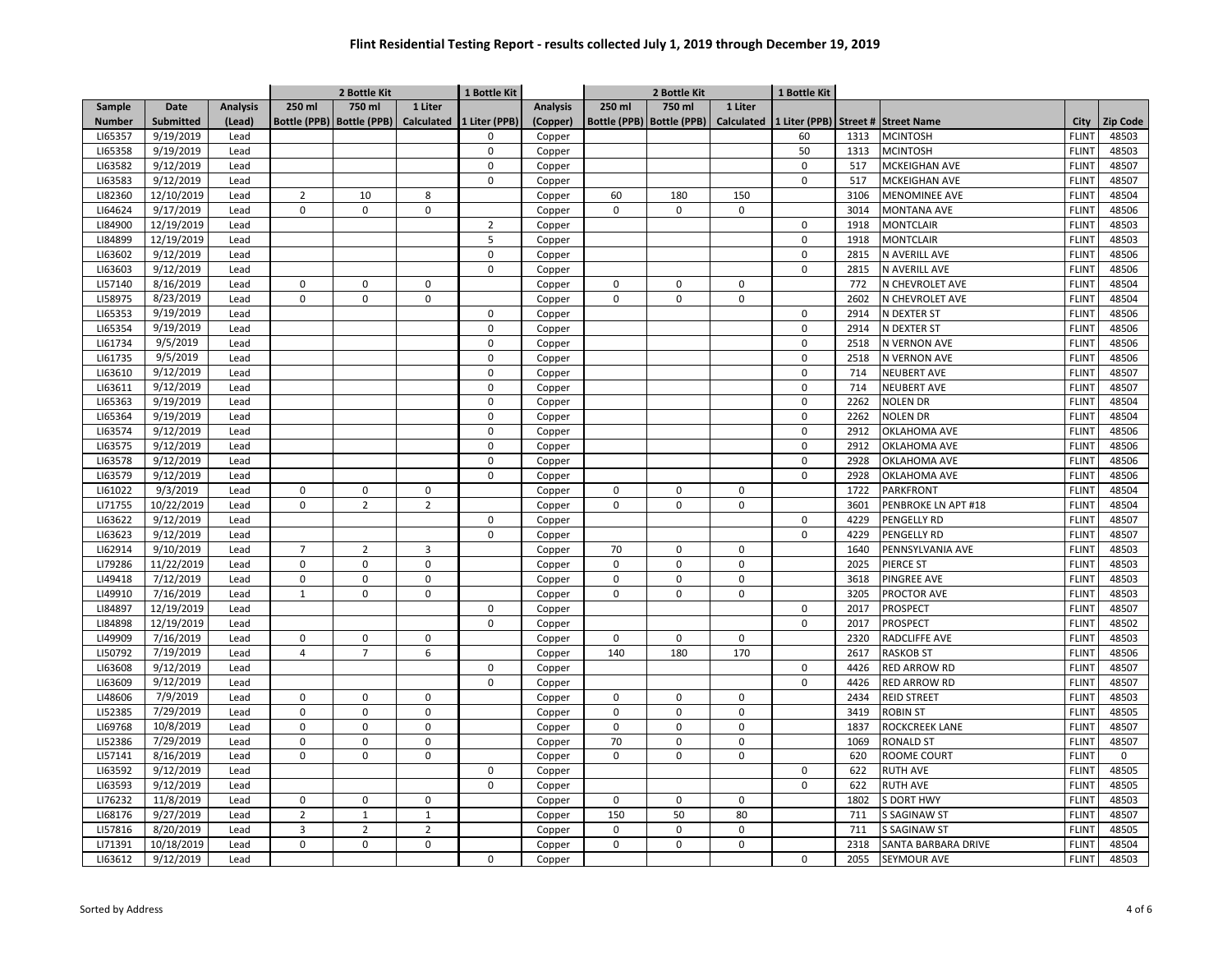# Flint Residential Testing Report - results collected July 1, 2019 through December 19, 2019

| | | | 2 Bottle Kit | | | 1 Bottle Kit | | 2 Bottle Kit | | | 1 Bottle Kit | | | | |
|---|---|---|---|---|---|---|---|---|---|---|---|---|---|---|---|
| Sample Number | Date Submitted | Analysis (Lead) | 250 ml Bottle (PPB) | 750 ml Bottle (PPB) | 1 Liter Calculated | 1 Liter (PPB) | Analysis (Copper) | 250 ml Bottle (PPB) | 750 ml Bottle (PPB) | 1 Liter Calculated | 1 Liter (PPB) | Street # | Street Name | City | Zip Code |
| LI65357 | 9/19/2019 | Lead | | | | 0 | Copper | | | | 60 | 1313 | MCINTOSH | FLINT | 48503 |
| LI65358 | 9/19/2019 | Lead | | | | 0 | Copper | | | | 50 | 1313 | MCINTOSH | FLINT | 48503 |
| LI63582 | 9/12/2019 | Lead | | | | 0 | Copper | | | | 0 | 517 | MCKEIGHAN AVE | FLINT | 48507 |
| LI63583 | 9/12/2019 | Lead | | | | 0 | Copper | | | | 0 | 517 | MCKEIGHAN AVE | FLINT | 48507 |
| LI82360 | 12/10/2019 | Lead | 2 | 10 | 8 | | Copper | 60 | 180 | 150 | | 3106 | MENOMINEE AVE | FLINT | 48504 |
| LI64624 | 9/17/2019 | Lead | 0 | 0 | 0 | | Copper | 0 | 0 | 0 | | 3014 | MONTANA AVE | FLINT | 48506 |
| LI84900 | 12/19/2019 | Lead | | | | 2 | Copper | | | | 0 | 1918 | MONTCLAIR | FLINT | 48503 |
| LI84899 | 12/19/2019 | Lead | | | | 5 | Copper | | | | 0 | 1918 | MONTCLAIR | FLINT | 48503 |
| LI63602 | 9/12/2019 | Lead | | | | 0 | Copper | | | | 0 | 2815 | N AVERILL AVE | FLINT | 48506 |
| LI63603 | 9/12/2019 | Lead | | | | 0 | Copper | | | | 0 | 2815 | N AVERILL AVE | FLINT | 48506 |
| LI57140 | 8/16/2019 | Lead | 0 | 0 | 0 | | Copper | 0 | 0 | 0 | | 772 | N CHEVROLET AVE | FLINT | 48504 |
| LI58975 | 8/23/2019 | Lead | 0 | 0 | 0 | | Copper | 0 | 0 | 0 | | 2602 | N CHEVROLET AVE | FLINT | 48504 |
| LI65353 | 9/19/2019 | Lead | | | | 0 | Copper | | | | 0 | 2914 | N DEXTER ST | FLINT | 48506 |
| LI65354 | 9/19/2019 | Lead | | | | 0 | Copper | | | | 0 | 2914 | N DEXTER ST | FLINT | 48506 |
| LI61734 | 9/5/2019 | Lead | | | | 0 | Copper | | | | 0 | 2518 | N VERNON AVE | FLINT | 48506 |
| LI61735 | 9/5/2019 | Lead | | | | 0 | Copper | | | | 0 | 2518 | N VERNON AVE | FLINT | 48506 |
| LI63610 | 9/12/2019 | Lead | | | | 0 | Copper | | | | 0 | 714 | NEUBERT AVE | FLINT | 48507 |
| LI63611 | 9/12/2019 | Lead | | | | 0 | Copper | | | | 0 | 714 | NEUBERT AVE | FLINT | 48507 |
| LI65363 | 9/19/2019 | Lead | | | | 0 | Copper | | | | 0 | 2262 | NOLEN DR | FLINT | 48504 |
| LI65364 | 9/19/2019 | Lead | | | | 0 | Copper | | | | 0 | 2262 | NOLEN DR | FLINT | 48504 |
| LI63574 | 9/12/2019 | Lead | | | | 0 | Copper | | | | 0 | 2912 | OKLAHOMA AVE | FLINT | 48506 |
| LI63575 | 9/12/2019 | Lead | | | | 0 | Copper | | | | 0 | 2912 | OKLAHOMA AVE | FLINT | 48506 |
| LI63578 | 9/12/2019 | Lead | | | | 0 | Copper | | | | 0 | 2928 | OKLAHOMA AVE | FLINT | 48506 |
| LI63579 | 9/12/2019 | Lead | | | | 0 | Copper | | | | 0 | 2928 | OKLAHOMA AVE | FLINT | 48506 |
| LI61022 | 9/3/2019 | Lead | 0 | 0 | 0 | | Copper | 0 | 0 | 0 | | 1722 | PARKFRONT | FLINT | 48504 |
| LI71755 | 10/22/2019 | Lead | 0 | 2 | 2 | | Copper | 0 | 0 | 0 | | 3601 | PENBROKE LN APT #18 | FLINT | 48504 |
| LI63622 | 9/12/2019 | Lead | | | | 0 | Copper | | | | 0 | 4229 | PENGELLY RD | FLINT | 48507 |
| LI63623 | 9/12/2019 | Lead | | | | 0 | Copper | | | | 0 | 4229 | PENGELLY RD | FLINT | 48507 |
| LI62914 | 9/10/2019 | Lead | 7 | 2 | 3 | | Copper | 70 | 0 | 0 | | 1640 | PENNSYLVANIA AVE | FLINT | 48503 |
| LI79286 | 11/22/2019 | Lead | 0 | 0 | 0 | | Copper | 0 | 0 | 0 | | 2025 | PIERCE ST | FLINT | 48503 |
| LI49418 | 7/12/2019 | Lead | 0 | 0 | 0 | | Copper | 0 | 0 | 0 | | 3618 | PINGREE AVE | FLINT | 48503 |
| LI49910 | 7/16/2019 | Lead | 1 | 0 | 0 | | Copper | 0 | 0 | 0 | | 3205 | PROCTOR AVE | FLINT | 48503 |
| LI84897 | 12/19/2019 | Lead | | | | 0 | Copper | | | | 0 | 2017 | PROSPECT | FLINT | 48507 |
| LI84898 | 12/19/2019 | Lead | | | | 0 | Copper | | | | 0 | 2017 | PROSPECT | FLINT | 48502 |
| LI49909 | 7/16/2019 | Lead | 0 | 0 | 0 | | Copper | 0 | 0 | 0 | | 2320 | RADCLIFFE AVE | FLINT | 48503 |
| LI50792 | 7/19/2019 | Lead | 4 | 7 | 6 | | Copper | 140 | 180 | 170 | | 2617 | RASKOB ST | FLINT | 48506 |
| LI63608 | 9/12/2019 | Lead | | | | 0 | Copper | | | | 0 | 4426 | RED ARROW RD | FLINT | 48507 |
| LI63609 | 9/12/2019 | Lead | | | | 0 | Copper | | | | 0 | 4426 | RED ARROW RD | FLINT | 48507 |
| LI48606 | 7/9/2019 | Lead | 0 | 0 | 0 | | Copper | 0 | 0 | 0 | | 2434 | REID STREET | FLINT | 48503 |
| LI52385 | 7/29/2019 | Lead | 0 | 0 | 0 | | Copper | 0 | 0 | 0 | | 3419 | ROBIN ST | FLINT | 48505 |
| LI69768 | 10/8/2019 | Lead | 0 | 0 | 0 | | Copper | 0 | 0 | 0 | | 1837 | ROCKCREEK LANE | FLINT | 48507 |
| LI52386 | 7/29/2019 | Lead | 0 | 0 | 0 | | Copper | 70 | 0 | 0 | | 1069 | RONALD ST | FLINT | 48507 |
| LI57141 | 8/16/2019 | Lead | 0 | 0 | 0 | | Copper | 0 | 0 | 0 | | 620 | ROOME COURT | FLINT | 0 |
| LI63592 | 9/12/2019 | Lead | | | | 0 | Copper | | | | 0 | 622 | RUTH AVE | FLINT | 48505 |
| LI63593 | 9/12/2019 | Lead | | | | 0 | Copper | | | | 0 | 622 | RUTH AVE | FLINT | 48505 |
| LI76232 | 11/8/2019 | Lead | 0 | 0 | 0 | | Copper | 0 | 0 | 0 | | 1802 | S DORT HWY | FLINT | 48503 |
| LI68176 | 9/27/2019 | Lead | 2 | 1 | 1 | | Copper | 150 | 50 | 80 | | 711 | S SAGINAW ST | FLINT | 48507 |
| LI57816 | 8/20/2019 | Lead | 3 | 2 | 2 | | Copper | 0 | 0 | 0 | | 711 | S SAGINAW ST | FLINT | 48505 |
| LI71391 | 10/18/2019 | Lead | 0 | 0 | 0 | | Copper | 0 | 0 | 0 | | 2318 | SANTA BARBARA DRIVE | FLINT | 48504 |
| LI63612 | 9/12/2019 | Lead | | | | 0 | Copper | | | | 0 | 2055 | SEYMOUR AVE | FLINT | 48503 |

Sorted by Address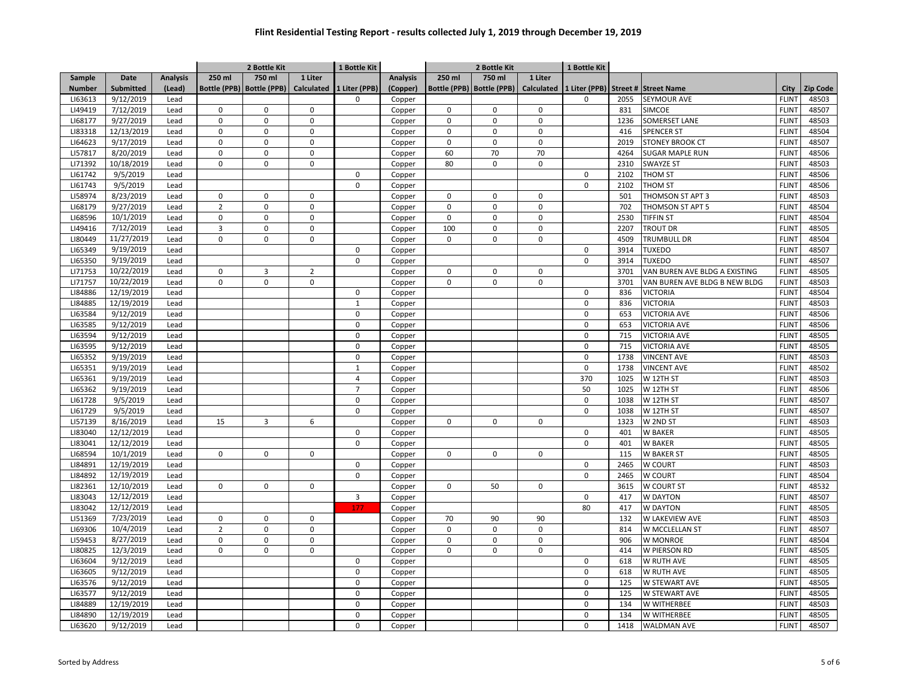# Flint Residential Testing Report - results collected July 1, 2019 through December 19, 2019

| | | | 2 Bottle Kit | | | 1 Bottle Kit | | 2 Bottle Kit | | | 1 Bottle Kit | | | | |
|---|---|---|---|---|---|---|---|---|---|---|---|---|---|---|---|
| Sample Number | Date Submitted | Analysis (Lead) | 250 ml Bottle (PPB) | 750 ml Bottle (PPB) | 1 Liter Calculated | 1 Liter (PPB) | Analysis (Copper) | 250 ml Bottle (PPB) | 750 ml Bottle (PPB) | 1 Liter Calculated | 1 Liter (PPB) | Street # | Street Name | City | Zip Code |
| LI63613 | 9/12/2019 | Lead | | | | 0 | Copper | | | | 0 | 2055 | SEYMOUR AVE | FLINT | 48503 |
| LI49419 | 7/12/2019 | Lead | 0 | 0 | 0 | | Copper | 0 | 0 | 0 | | 831 | SIMCOE | FLINT | 48507 |
| LI68177 | 9/27/2019 | Lead | 0 | 0 | 0 | | Copper | 0 | 0 | 0 | | 1236 | SOMERSET LANE | FLINT | 48503 |
| LI83318 | 12/13/2019 | Lead | 0 | 0 | 0 | | Copper | 0 | 0 | 0 | | 416 | SPENCER ST | FLINT | 48504 |
| LI64623 | 9/17/2019 | Lead | 0 | 0 | 0 | | Copper | 0 | 0 | 0 | | 2019 | STONEY BROOK CT | FLINT | 48507 |
| LI57817 | 8/20/2019 | Lead | 0 | 0 | 0 | | Copper | 60 | 70 | 70 | | 4264 | SUGAR MAPLE RUN | FLINT | 48506 |
| LI71392 | 10/18/2019 | Lead | 0 | 0 | 0 | | Copper | 80 | 0 | 0 | | 2310 | SWAYZE ST | FLINT | 48503 |
| LI61742 | 9/5/2019 | Lead | | | | 0 | Copper | | | | 0 | 2102 | THOM ST | FLINT | 48506 |
| LI61743 | 9/5/2019 | Lead | | | | 0 | Copper | | | | 0 | 2102 | THOM ST | FLINT | 48506 |
| LI58974 | 8/23/2019 | Lead | 0 | 0 | 0 | | Copper | 0 | 0 | 0 | | 501 | THOMSON ST APT 3 | FLINT | 48503 |
| LI68179 | 9/27/2019 | Lead | 2 | 0 | 0 | | Copper | 0 | 0 | 0 | | 702 | THOMSON ST APT 5 | FLINT | 48504 |
| LI68596 | 10/1/2019 | Lead | 0 | 0 | 0 | | Copper | 0 | 0 | 0 | | 2530 | TIFFIN ST | FLINT | 48504 |
| LI49416 | 7/12/2019 | Lead | 3 | 0 | 0 | | Copper | 100 | 0 | 0 | | 2207 | TROUT DR | FLINT | 48505 |
| LI80449 | 11/27/2019 | Lead | 0 | 0 | 0 | | Copper | 0 | 0 | 0 | | 4509 | TRUMBULL DR | FLINT | 48504 |
| LI65349 | 9/19/2019 | Lead | | | | 0 | Copper | | | | 0 | 3914 | TUXEDO | FLINT | 48507 |
| LI65350 | 9/19/2019 | Lead | | | | 0 | Copper | | | | 0 | 3914 | TUXEDO | FLINT | 48507 |
| LI71753 | 10/22/2019 | Lead | 0 | 3 | 2 | | Copper | 0 | 0 | 0 | | 3701 | VAN BUREN AVE BLDG A EXISTING | FLINT | 48505 |
| LI71757 | 10/22/2019 | Lead | 0 | 0 | 0 | | Copper | 0 | 0 | 0 | | 3701 | VAN BUREN AVE BLDG B NEW BLDG | FLINT | 48503 |
| LI84886 | 12/19/2019 | Lead | | | | 0 | Copper | | | | 0 | 836 | VICTORIA | FLINT | 48504 |
| LI84885 | 12/19/2019 | Lead | | | | 1 | Copper | | | | 0 | 836 | VICTORIA | FLINT | 48503 |
| LI63584 | 9/12/2019 | Lead | | | | 0 | Copper | | | | 0 | 653 | VICTORIA AVE | FLINT | 48506 |
| LI63585 | 9/12/2019 | Lead | | | | 0 | Copper | | | | 0 | 653 | VICTORIA AVE | FLINT | 48506 |
| LI63594 | 9/12/2019 | Lead | | | | 0 | Copper | | | | 0 | 715 | VICTORIA AVE | FLINT | 48505 |
| LI63595 | 9/12/2019 | Lead | | | | 0 | Copper | | | | 0 | 715 | VICTORIA AVE | FLINT | 48505 |
| LI65352 | 9/19/2019 | Lead | | | | 0 | Copper | | | | 0 | 1738 | VINCENT AVE | FLINT | 48503 |
| LI65351 | 9/19/2019 | Lead | | | | 1 | Copper | | | | 0 | 1738 | VINCENT AVE | FLINT | 48502 |
| LI65361 | 9/19/2019 | Lead | | | | 4 | Copper | | | | 370 | 1025 | W 12TH ST | FLINT | 48503 |
| LI65362 | 9/19/2019 | Lead | | | | 7 | Copper | | | | 50 | 1025 | W 12TH ST | FLINT | 48506 |
| LI61728 | 9/5/2019 | Lead | | | | 0 | Copper | | | | 0 | 1038 | W 12TH ST | FLINT | 48507 |
| LI61729 | 9/5/2019 | Lead | | | | 0 | Copper | | | | 0 | 1038 | W 12TH ST | FLINT | 48507 |
| LI57139 | 8/16/2019 | Lead | 15 | 3 | 6 | | Copper | 0 | 0 | 0 | | 1323 | W 2ND ST | FLINT | 48503 |
| LI83040 | 12/12/2019 | Lead | | | | 0 | Copper | | | | 0 | 401 | W BAKER | FLINT | 48505 |
| LI83041 | 12/12/2019 | Lead | | | | 0 | Copper | | | | 0 | 401 | W BAKER | FLINT | 48505 |
| LI68594 | 10/1/2019 | Lead | 0 | 0 | 0 | | Copper | 0 | 0 | 0 | | 115 | W BAKER ST | FLINT | 48505 |
| LI84891 | 12/19/2019 | Lead | | | | 0 | Copper | | | | 0 | 2465 | W COURT | FLINT | 48503 |
| LI84892 | 12/19/2019 | Lead | | | | 0 | Copper | | | | 0 | 2465 | W COURT | FLINT | 48504 |
| LI82361 | 12/10/2019 | Lead | 0 | 0 | 0 | | Copper | 0 | 50 | 0 | | 3615 | W COURT ST | FLINT | 48532 |
| LI83043 | 12/12/2019 | Lead | | | | 3 | Copper | | | | 0 | 417 | W DAYTON | FLINT | 48507 |
| LI83042 | 12/12/2019 | Lead | | | | 177 | Copper | | | | 80 | 417 | W DAYTON | FLINT | 48505 |
| LI51369 | 7/23/2019 | Lead | 0 | 0 | 0 | | Copper | 70 | 90 | 90 | | 132 | W LAKEVIEW AVE | FLINT | 48503 |
| LI69306 | 10/4/2019 | Lead | 2 | 0 | 0 | | Copper | 0 | 0 | 0 | | 814 | W MCCLELLAN ST | FLINT | 48507 |
| LI59453 | 8/27/2019 | Lead | 0 | 0 | 0 | | Copper | 0 | 0 | 0 | | 906 | W MONROE | FLINT | 48504 |
| LI80825 | 12/3/2019 | Lead | 0 | 0 | 0 | | Copper | 0 | 0 | 0 | | 414 | W PIERSON RD | FLINT | 48505 |
| LI63604 | 9/12/2019 | Lead | | | | 0 | Copper | | | | 0 | 618 | W RUTH AVE | FLINT | 48505 |
| LI63605 | 9/12/2019 | Lead | | | | 0 | Copper | | | | 0 | 618 | W RUTH AVE | FLINT | 48505 |
| LI63576 | 9/12/2019 | Lead | | | | 0 | Copper | | | | 0 | 125 | W STEWART AVE | FLINT | 48505 |
| LI63577 | 9/12/2019 | Lead | | | | 0 | Copper | | | | 0 | 125 | W STEWART AVE | FLINT | 48505 |
| LI84889 | 12/19/2019 | Lead | | | | 0 | Copper | | | | 0 | 134 | W WITHERBEE | FLINT | 48503 |
| LI84890 | 12/19/2019 | Lead | | | | 0 | Copper | | | | 0 | 134 | W WITHERBEE | FLINT | 48505 |
| LI63620 | 9/12/2019 | Lead | | | | 0 | Copper | | | | 0 | 1418 | WALDMAN AVE | FLINT | 48507 |

Sorted by Address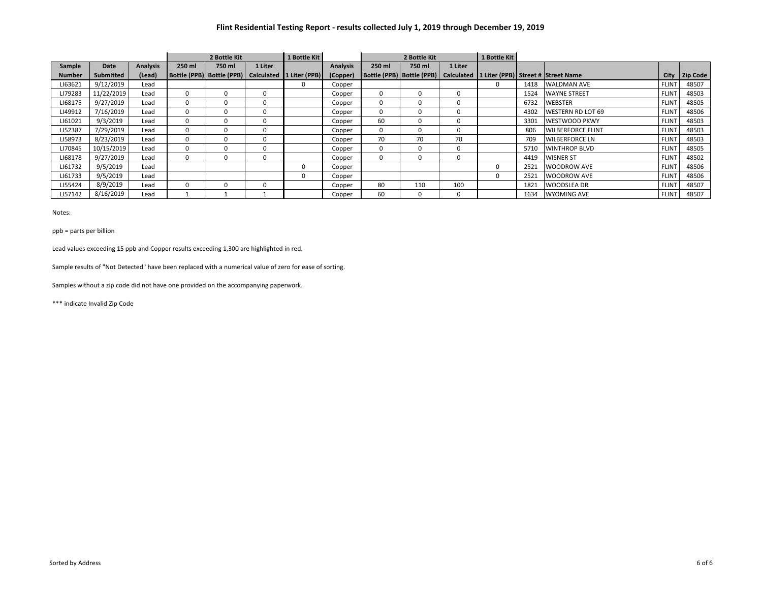# Flint Residential Testing Report - results collected July 1, 2019 through December 19, 2019

| | | | 2 Bottle Kit | | | 1 Bottle Kit | | 2 Bottle Kit | | | 1 Bottle Kit | | | | |
|---|---|---|---|---|---|---|---|---|---|---|---|---|---|---|---|
| Sample Number | Date Submitted | Analysis (Lead) | 250 ml Bottle (PPB) | 750 ml Bottle (PPB) | 1 Liter Calculated | 1 Liter (PPB) | Analysis (Copper) | 250 ml Bottle (PPB) | 750 ml Bottle (PPB) | 1 Liter Calculated | 1 Liter (PPB) | Street # | Street Name | City | Zip Code |
| LI63621 | 9/12/2019 | Lead | | | | 0 | Copper | | | | 0 | 1418 | WALDMAN AVE | FLINT | 48507 |
| LI79283 | 11/22/2019 | Lead | 0 | 0 | 0 | | Copper | 0 | 0 | 0 | | 1524 | WAYNE STREET | FLINT | 48503 |
| LI68175 | 9/27/2019 | Lead | 0 | 0 | 0 | | Copper | 0 | 0 | 0 | | 6732 | WEBSTER | FLINT | 48505 |
| LI49912 | 7/16/2019 | Lead | 0 | 0 | 0 | | Copper | 0 | 0 | 0 | | 4302 | WESTERN RD LOT 69 | FLINT | 48506 |
| LI61021 | 9/3/2019 | Lead | 0 | 0 | 0 | | Copper | 60 | 0 | 0 | | 3301 | WESTWOOD PKWY | FLINT | 48503 |
| LI52387 | 7/29/2019 | Lead | 0 | 0 | 0 | | Copper | 0 | 0 | 0 | | 806 | WILBERFORCE FLINT | FLINT | 48503 |
| LI58973 | 8/23/2019 | Lead | 0 | 0 | 0 | | Copper | 70 | 70 | 70 | | 709 | WILBERFORCE LN | FLINT | 48503 |
| LI70845 | 10/15/2019 | Lead | 0 | 0 | 0 | | Copper | 0 | 0 | 0 | | 5710 | WINTHROP BLVD | FLINT | 48505 |
| LI68178 | 9/27/2019 | Lead | 0 | 0 | 0 | | Copper | 0 | 0 | 0 | | 4419 | WISNER ST | FLINT | 48502 |
| LI61732 | 9/5/2019 | Lead | | | | 0 | Copper | | | | 0 | 2521 | WOODROW AVE | FLINT | 48506 |
| LI61733 | 9/5/2019 | Lead | | | | 0 | Copper | | | | 0 | 2521 | WOODROW AVE | FLINT | 48506 |
| LI55424 | 8/9/2019 | Lead | 0 | 0 | 0 | | Copper | 80 | 110 | 100 | | 1821 | WOODSLEA DR | FLINT | 48507 |
| LI57142 | 8/16/2019 | Lead | 1 | 1 | 1 | | Copper | 60 | 0 | 0 | | 1634 | WYOMING AVE | FLINT | 48507 |

Notes:

ppb = parts per billion

Lead values exceeding 15 ppb and Copper results exceeding 1,300 are highlighted in red.

Sample results of "Not Detected" have been replaced with a numerical value of zero for ease of sorting.

Samples without a zip code did not have one provided on the accompanying paperwork.

*** indicate Invalid Zip Code

Sorted by Address